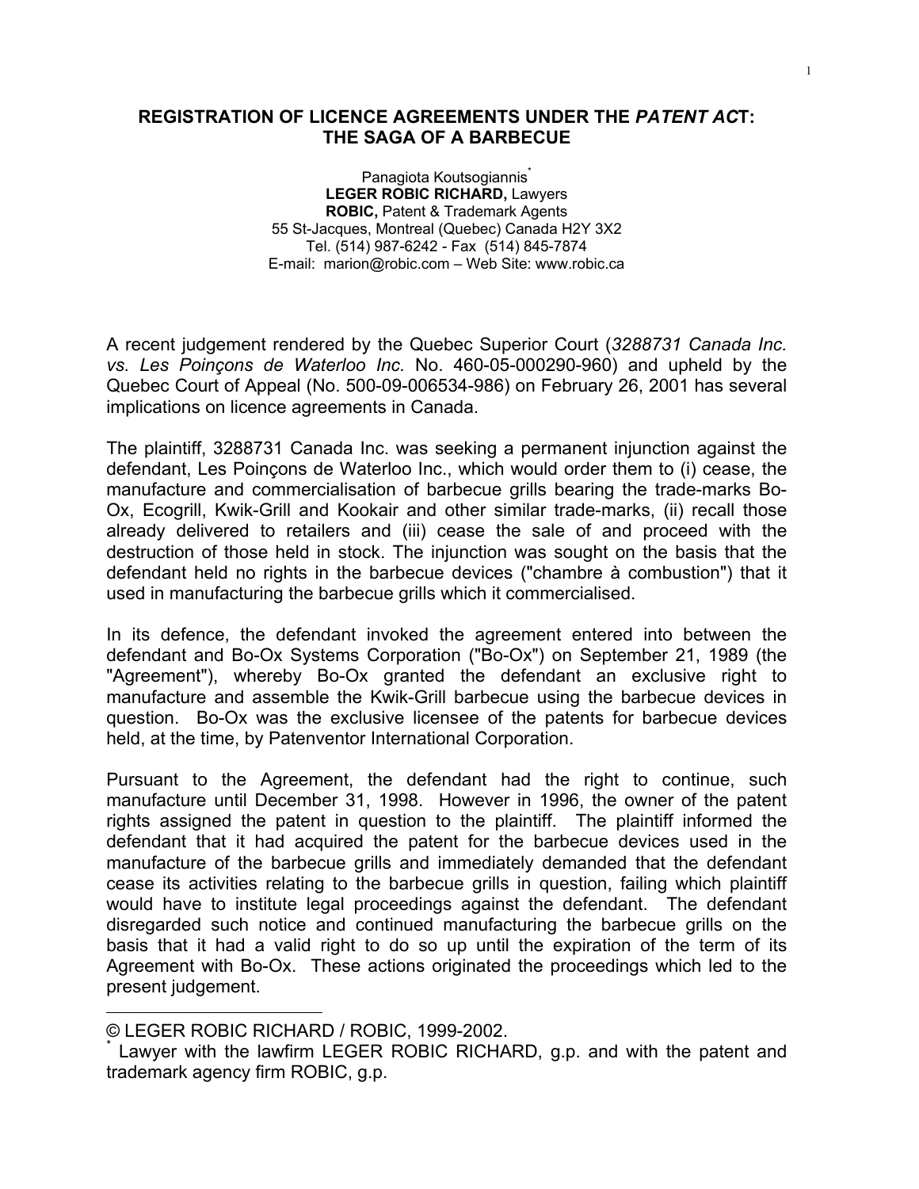# REGISTRATION OF LICENCE AGREEMENTS UNDER THE *PATENT ACT*: THE SAGA OF A BARBECUE

Panagiota Koutsogiannis*
**LEGER ROBIC RICHARD,** Lawyers
**ROBIC,** Patent & Trademark Agents
55 St-Jacques, Montreal (Quebec) Canada H2Y 3X2
Tel. (514) 987-6242 - Fax (514) 845-7874
E-mail: marion@robic.com – Web Site: www.robic.ca

A recent judgement rendered by the Quebec Superior Court (*3288731 Canada Inc. vs. Les Poinçons de Waterloo Inc.* No. 460-05-000290-960) and upheld by the Quebec Court of Appeal (No. 500-09-006534-986) on February 26, 2001 has several implications on licence agreements in Canada.

The plaintiff, 3288731 Canada Inc. was seeking a permanent injunction against the defendant, Les Poinçons de Waterloo Inc., which would order them to (i) cease, the manufacture and commercialisation of barbecue grills bearing the trade-marks Bo-Ox, Ecogrill, Kwik-Grill and Kookair and other similar trade-marks, (ii) recall those already delivered to retailers and (iii) cease the sale of and proceed with the destruction of those held in stock. The injunction was sought on the basis that the defendant held no rights in the barbecue devices ("chambre à combustion") that it used in manufacturing the barbecue grills which it commercialised.

In its defence, the defendant invoked the agreement entered into between the defendant and Bo-Ox Systems Corporation ("Bo-Ox") on September 21, 1989 (the "Agreement"), whereby Bo-Ox granted the defendant an exclusive right to manufacture and assemble the Kwik-Grill barbecue using the barbecue devices in question. Bo-Ox was the exclusive licensee of the patents for barbecue devices held, at the time, by Patenventor International Corporation.

Pursuant to the Agreement, the defendant had the right to continue, such manufacture until December 31, 1998. However in 1996, the owner of the patent rights assigned the patent in question to the plaintiff. The plaintiff informed the defendant that it had acquired the patent for the barbecue devices used in the manufacture of the barbecue grills and immediately demanded that the defendant cease its activities relating to the barbecue grills in question, failing which plaintiff would have to institute legal proceedings against the defendant. The defendant disregarded such notice and continued manufacturing the barbecue grills on the basis that it had a valid right to do so up until the expiration of the term of its Agreement with Bo-Ox. These actions originated the proceedings which led to the present judgement.

---

© LEGER ROBIC RICHARD / ROBIC, 1999-2002.

\* Lawyer with the lawfirm LEGER ROBIC RICHARD, g.p. and with the patent and trademark agency firm ROBIC, g.p.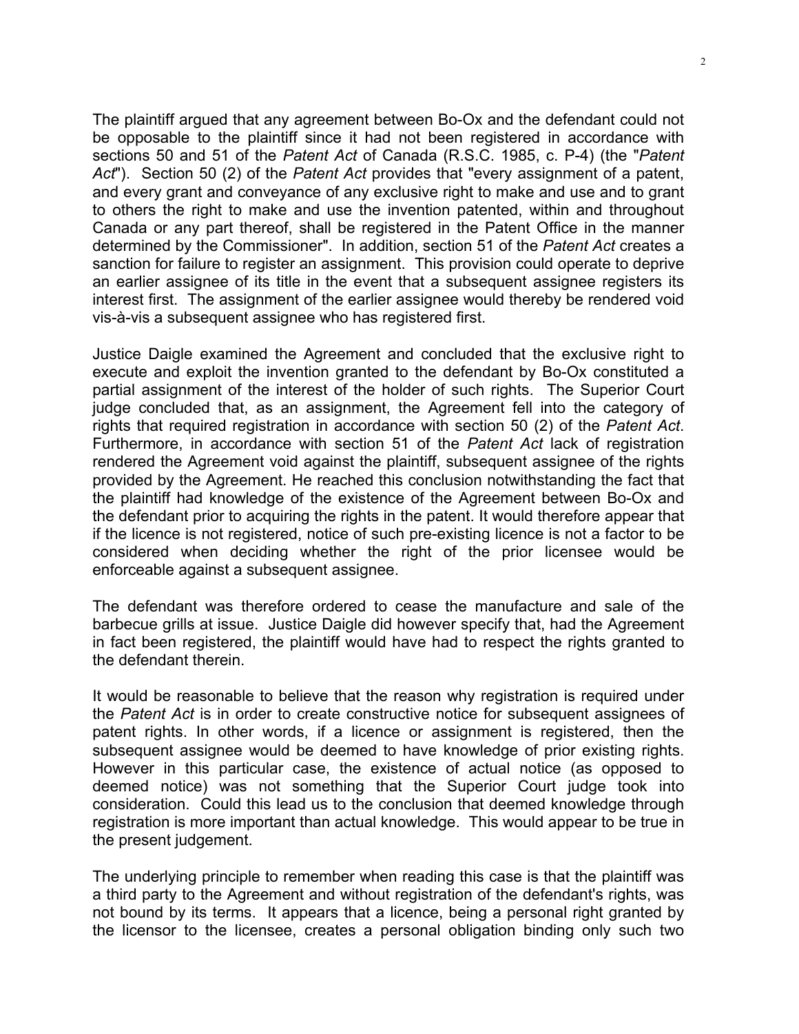The plaintiff argued that any agreement between Bo-Ox and the defendant could not be opposable to the plaintiff since it had not been registered in accordance with sections 50 and 51 of the *Patent Act* of Canada (R.S.C. 1985, c. P-4) (the "*Patent Act*"). Section 50 (2) of the *Patent Act* provides that "every assignment of a patent, and every grant and conveyance of any exclusive right to make and use and to grant to others the right to make and use the invention patented, within and throughout Canada or any part thereof, shall be registered in the Patent Office in the manner determined by the Commissioner". In addition, section 51 of the *Patent Act* creates a sanction for failure to register an assignment. This provision could operate to deprive an earlier assignee of its title in the event that a subsequent assignee registers its interest first. The assignment of the earlier assignee would thereby be rendered void vis-à-vis a subsequent assignee who has registered first.

Justice Daigle examined the Agreement and concluded that the exclusive right to execute and exploit the invention granted to the defendant by Bo-Ox constituted a partial assignment of the interest of the holder of such rights. The Superior Court judge concluded that, as an assignment, the Agreement fell into the category of rights that required registration in accordance with section 50 (2) of the *Patent Act*. Furthermore, in accordance with section 51 of the *Patent Act* lack of registration rendered the Agreement void against the plaintiff, subsequent assignee of the rights provided by the Agreement. He reached this conclusion notwithstanding the fact that the plaintiff had knowledge of the existence of the Agreement between Bo-Ox and the defendant prior to acquiring the rights in the patent. It would therefore appear that if the licence is not registered, notice of such pre-existing licence is not a factor to be considered when deciding whether the right of the prior licensee would be enforceable against a subsequent assignee.

The defendant was therefore ordered to cease the manufacture and sale of the barbecue grills at issue. Justice Daigle did however specify that, had the Agreement in fact been registered, the plaintiff would have had to respect the rights granted to the defendant therein.

It would be reasonable to believe that the reason why registration is required under the *Patent Act* is in order to create constructive notice for subsequent assignees of patent rights. In other words, if a licence or assignment is registered, then the subsequent assignee would be deemed to have knowledge of prior existing rights. However in this particular case, the existence of actual notice (as opposed to deemed notice) was not something that the Superior Court judge took into consideration. Could this lead us to the conclusion that deemed knowledge through registration is more important than actual knowledge. This would appear to be true in the present judgement.

The underlying principle to remember when reading this case is that the plaintiff was a third party to the Agreement and without registration of the defendant's rights, was not bound by its terms. It appears that a licence, being a personal right granted by the licensor to the licensee, creates a personal obligation binding only such two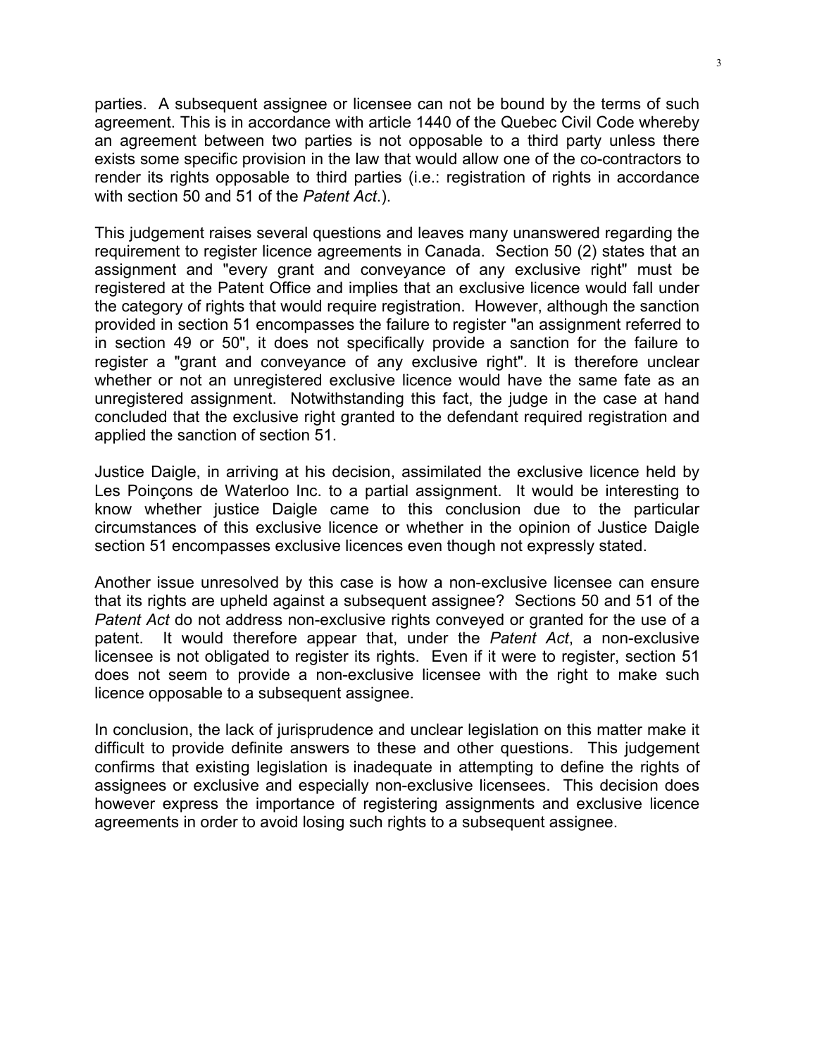parties. A subsequent assignee or licensee can not be bound by the terms of such agreement. This is in accordance with article 1440 of the Quebec Civil Code whereby an agreement between two parties is not opposable to a third party unless there exists some specific provision in the law that would allow one of the co-contractors to render its rights opposable to third parties (i.e.: registration of rights in accordance with section 50 and 51 of the *Patent Act*.).

This judgement raises several questions and leaves many unanswered regarding the requirement to register licence agreements in Canada. Section 50 (2) states that an assignment and "every grant and conveyance of any exclusive right" must be registered at the Patent Office and implies that an exclusive licence would fall under the category of rights that would require registration. However, although the sanction provided in section 51 encompasses the failure to register "an assignment referred to in section 49 or 50", it does not specifically provide a sanction for the failure to register a "grant and conveyance of any exclusive right". It is therefore unclear whether or not an unregistered exclusive licence would have the same fate as an unregistered assignment. Notwithstanding this fact, the judge in the case at hand concluded that the exclusive right granted to the defendant required registration and applied the sanction of section 51.

Justice Daigle, in arriving at his decision, assimilated the exclusive licence held by Les Poinçons de Waterloo Inc. to a partial assignment. It would be interesting to know whether justice Daigle came to this conclusion due to the particular circumstances of this exclusive licence or whether in the opinion of Justice Daigle section 51 encompasses exclusive licences even though not expressly stated.

Another issue unresolved by this case is how a non-exclusive licensee can ensure that its rights are upheld against a subsequent assignee? Sections 50 and 51 of the *Patent Act* do not address non-exclusive rights conveyed or granted for the use of a patent. It would therefore appear that, under the *Patent Act*, a non-exclusive licensee is not obligated to register its rights. Even if it were to register, section 51 does not seem to provide a non-exclusive licensee with the right to make such licence opposable to a subsequent assignee.

In conclusion, the lack of jurisprudence and unclear legislation on this matter make it difficult to provide definite answers to these and other questions. This judgement confirms that existing legislation is inadequate in attempting to define the rights of assignees or exclusive and especially non-exclusive licensees. This decision does however express the importance of registering assignments and exclusive licence agreements in order to avoid losing such rights to a subsequent assignee.